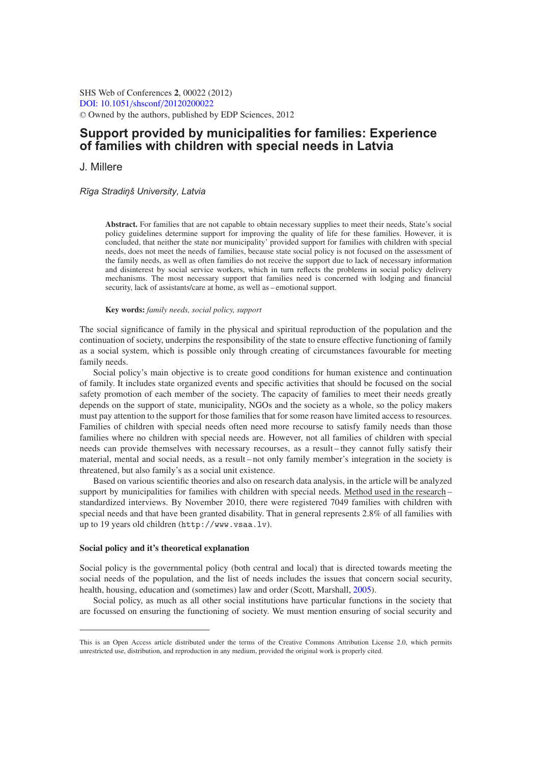SHS Web of Conferences **2**, 00022 (2012)
DOI: 10.1051/shsconf/20120200022
© Owned by the authors, published by EDP Sciences, 2012

# Support provided by municipalities for families: Experience of families with children with special needs in Latvia

J. Millere

*Rīga Stradiņš University, Latvia*

**Abstract.** For families that are not capable to obtain necessary supplies to meet their needs, State's social policy guidelines determine support for improving the quality of life for these families. However, it is concluded, that neither the state nor municipality' provided support for families with children with special needs, does not meet the needs of families, because state social policy is not focused on the assessment of the family needs, as well as often families do not receive the support due to lack of necessary information and disinterest by social service workers, which in turn reflects the problems in social policy delivery mechanisms. The most necessary support that families need is concerned with lodging and financial security, lack of assistants/care at home, as well as – emotional support.

**Key words:** *family needs, social policy, support*

The social significance of family in the physical and spiritual reproduction of the population and the continuation of society, underpins the responsibility of the state to ensure effective functioning of family as a social system, which is possible only through creating of circumstances favourable for meeting family needs.

Social policy's main objective is to create good conditions for human existence and continuation of family. It includes state organized events and specific activities that should be focused on the social safety promotion of each member of the society. The capacity of families to meet their needs greatly depends on the support of state, municipality, NGOs and the society as a whole, so the policy makers must pay attention to the support for those families that for some reason have limited access to resources. Families of children with special needs often need more recourse to satisfy family needs than those families where no children with special needs are. However, not all families of children with special needs can provide themselves with necessary recourses, as a result – they cannot fully satisfy their material, mental and social needs, as a result – not only family member's integration in the society is threatened, but also family's as a social unit existence.

Based on various scientific theories and also on research data analysis, in the article will be analyzed support by municipalities for families with children with special needs. Method used in the research – standardized interviews. By November 2010, there were registered 7049 families with children with special needs and that have been granted disability. That in general represents 2.8% of all families with up to 19 years old children (`http://www.vsaa.lv`).

### Social policy and it's theoretical explanation

Social policy is the governmental policy (both central and local) that is directed towards meeting the social needs of the population, and the list of needs includes the issues that concern social security, health, housing, education and (sometimes) law and order (Scott, Marshall, 2005).

Social policy, as much as all other social institutions have particular functions in the society that are focussed on ensuring the functioning of society. We must mention ensuring of social security and

---

This is an Open Access article distributed under the terms of the Creative Commons Attribution License 2.0, which permits unrestricted use, distribution, and reproduction in any medium, provided the original work is properly cited.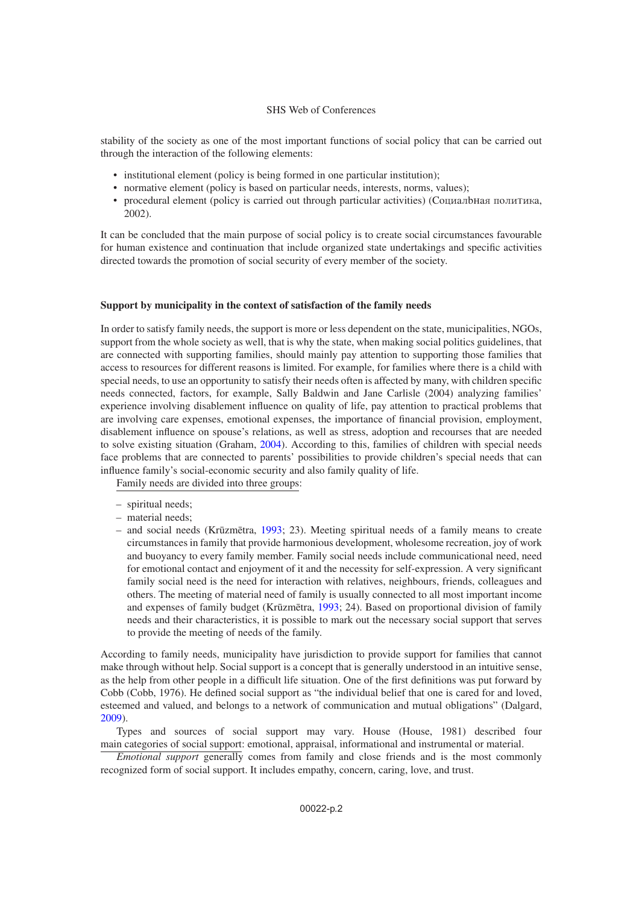stability of the society as one of the most important functions of social policy that can be carried out through the interaction of the following elements:

- institutional element (policy is being formed in one particular institution);
- normative element (policy is based on particular needs, interests, norms, values);
- procedural element (policy is carried out through particular activities) (Социалbная политика, 2002).

It can be concluded that the main purpose of social policy is to create social circumstances favourable for human existence and continuation that include organized state undertakings and specific activities directed towards the promotion of social security of every member of the society.

**Support by municipality in the context of satisfaction of the family needs**

In order to satisfy family needs, the support is more or less dependent on the state, municipalities, NGOs, support from the whole society as well, that is why the state, when making social politics guidelines, that are connected with supporting families, should mainly pay attention to supporting those families that access to resources for different reasons is limited. For example, for families where there is a child with special needs, to use an opportunity to satisfy their needs often is affected by many, with children specific needs connected, factors, for example, Sally Baldwin and Jane Carlisle (2004) analyzing families' experience involving disablement influence on quality of life, pay attention to practical problems that are involving care expenses, emotional expenses, the importance of financial provision, employment, disablement influence on spouse's relations, as well as stress, adoption and recourses that are needed to solve existing situation (Graham, 2004). According to this, families of children with special needs face problems that are connected to parents' possibilities to provide children's special needs that can influence family's social-economic security and also family quality of life.

Family needs are divided into three groups:

– spiritual needs;
– material needs;
– and social needs (Krūzmētra, 1993; 23). Meeting spiritual needs of a family means to create circumstances in family that provide harmonious development, wholesome recreation, joy of work and buoyancy to every family member. Family social needs include communicational need, need for emotional contact and enjoyment of it and the necessity for self-expression. A very significant family social need is the need for interaction with relatives, neighbours, friends, colleagues and others. The meeting of material need of family is usually connected to all most important income and expenses of family budget (Krūzmētra, 1993; 24). Based on proportional division of family needs and their characteristics, it is possible to mark out the necessary social support that serves to provide the meeting of needs of the family.

According to family needs, municipality have jurisdiction to provide support for families that cannot make through without help. Social support is a concept that is generally understood in an intuitive sense, as the help from other people in a difficult life situation. One of the first definitions was put forward by Cobb (Cobb, 1976). He defined social support as "the individual belief that one is cared for and loved, esteemed and valued, and belongs to a network of communication and mutual obligations" (Dalgard, 2009).

Types and sources of social support may vary. House (House, 1981) described four main categories of social support: emotional, appraisal, informational and instrumental or material.

*Emotional support* generally comes from family and close friends and is the most commonly recognized form of social support. It includes empathy, concern, caring, love, and trust.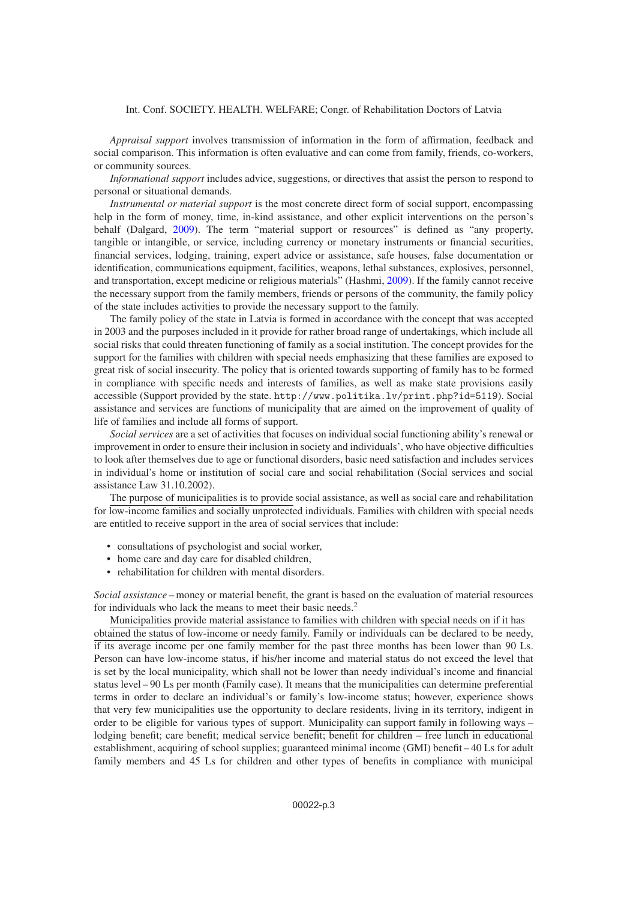*Appraisal support* involves transmission of information in the form of affirmation, feedback and social comparison. This information is often evaluative and can come from family, friends, co-workers, or community sources.

*Informational support* includes advice, suggestions, or directives that assist the person to respond to personal or situational demands.

*Instrumental or material support* is the most concrete direct form of social support, encompassing help in the form of money, time, in-kind assistance, and other explicit interventions on the person's behalf (Dalgard, 2009). The term "material support or resources" is defined as "any property, tangible or intangible, or service, including currency or monetary instruments or financial securities, financial services, lodging, training, expert advice or assistance, safe houses, false documentation or identification, communications equipment, facilities, weapons, lethal substances, explosives, personnel, and transportation, except medicine or religious materials" (Hashmi, 2009). If the family cannot receive the necessary support from the family members, friends or persons of the community, the family policy of the state includes activities to provide the necessary support to the family.

The family policy of the state in Latvia is formed in accordance with the concept that was accepted in 2003 and the purposes included in it provide for rather broad range of undertakings, which include all social risks that could threaten functioning of family as a social institution. The concept provides for the support for the families with children with special needs emphasizing that these families are exposed to great risk of social insecurity. The policy that is oriented towards supporting of family has to be formed in compliance with specific needs and interests of families, as well as make state provisions easily accessible (Support provided by the state. http://www.politika.lv/print.php?id=5119). Social assistance and services are functions of municipality that are aimed on the improvement of quality of life of families and include all forms of support.

*Social services* are a set of activities that focuses on individual social functioning ability's renewal or improvement in order to ensure their inclusion in society and individuals', who have objective difficulties to look after themselves due to age or functional disorders, basic need satisfaction and includes services in individual's home or institution of social care and social rehabilitation (Social services and social assistance Law 31.10.2002).

The purpose of municipalities is to provide social assistance, as well as social care and rehabilitation for low-income families and socially unprotected individuals. Families with children with special needs are entitled to receive support in the area of social services that include:

- consultations of psychologist and social worker,
- home care and day care for disabled children,
- rehabilitation for children with mental disorders.

*Social assistance* – money or material benefit, the grant is based on the evaluation of material resources for individuals who lack the means to meet their basic needs.[2]

Municipalities provide material assistance to families with children with special needs on if it has obtained the status of low-income or needy family. Family or individuals can be declared to be needy, if its average income per one family member for the past three months has been lower than 90 Ls. Person can have low-income status, if his/her income and material status do not exceed the level that is set by the local municipality, which shall not be lower than needy individual's income and financial status level – 90 Ls per month (Family case). It means that the municipalities can determine preferential terms in order to declare an individual's or family's low-income status; however, experience shows that very few municipalities use the opportunity to declare residents, living in its territory, indigent in order to be eligible for various types of support. Municipality can support family in following ways – lodging benefit; care benefit; medical service benefit; benefit for children – free lunch in educational establishment, acquiring of school supplies; guaranteed minimal income (GMI) benefit – 40 Ls for adult family members and 45 Ls for children and other types of benefits in compliance with municipal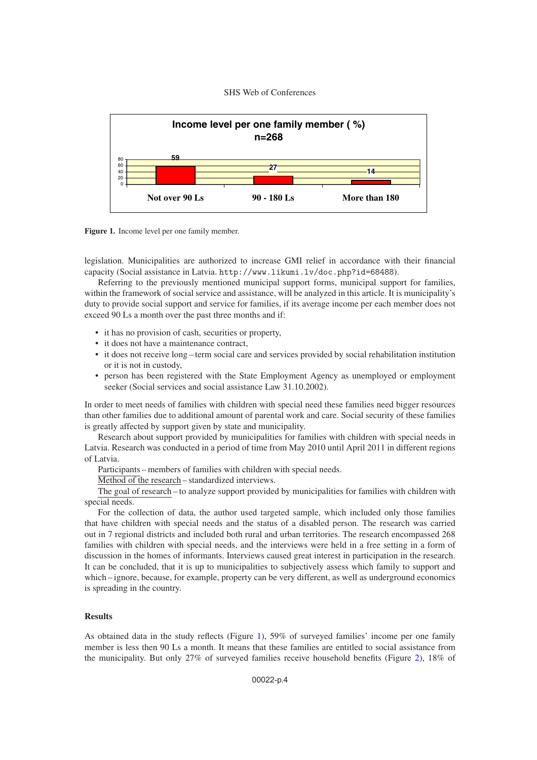Income level per one family member ( %)
n=268

80
60
40
20
0

59
27
14

Not over 90 Ls
90 - 180 Ls
More than 180

**Figure 1.** Income level per one family member.

legislation. Municipalities are authorized to increase GMI relief in accordance with their financial capacity (Social assistance in Latvia. `http://www.likumi.lv/doc.php?id=68488`).

Referring to the previously mentioned municipal support forms, municipal support for families, within the framework of social service and assistance, will be analyzed in this article. It is municipality's duty to provide social support and service for families, if its average income per each member does not exceed 90 Ls a month over the past three months and if:

- it has no provision of cash, securities or property,
- it does not have a maintenance contract,
- it does not receive long – term social care and services provided by social rehabilitation institution or it is not in custody,
- person has been registered with the State Employment Agency as unemployed or employment seeker (Social services and social assistance Law 31.10.2002).

In order to meet needs of families with children with special need these families need bigger resources than other families due to additional amount of parental work and care. Social security of these families is greatly affected by support given by state and municipality.

Research about support provided by municipalities for families with children with special needs in Latvia. Research was conducted in a period of time from May 2010 until April 2011 in different regions of Latvia.

Participants – members of families with children with special needs.

Method of the research – standardized interviews.

The goal of research – to analyze support provided by municipalities for families with children with special needs.

For the collection of data, the author used targeted sample, which included only those families that have children with special needs and the status of a disabled person. The research was carried out in 7 regional districts and included both rural and urban territories. The research encompassed 268 families with children with special needs, and the interviews were held in a free setting in a form of discussion in the homes of informants. Interviews caused great interest in participation in the research. It can be concluded, that it is up to municipalities to subjectively assess which family to support and which – ignore, because, for example, property can be very different, as well as underground economics is spreading in the country.

## Results

As obtained data in the study reflects (Figure 1), 59% of surveyed families' income per one family member is less then 90 Ls a month. It means that these families are entitled to social assistance from the municipality. But only 27% of surveyed families receive household benefits (Figure 2), 18% of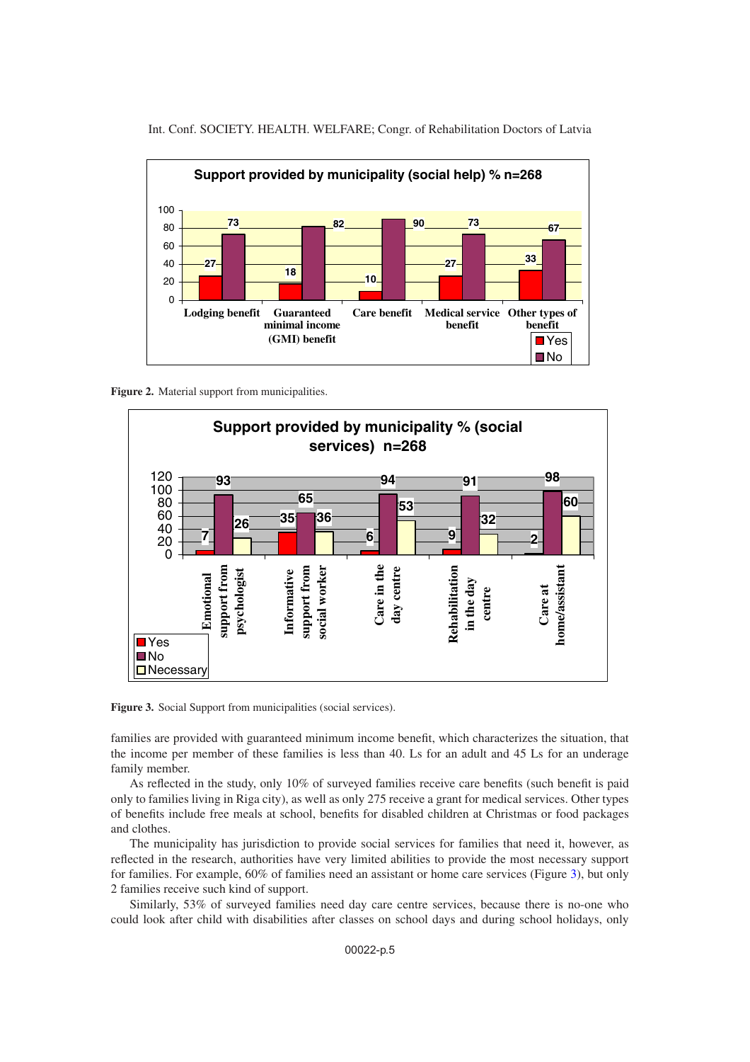**Support provided by municipality (social help) % n=268**

| | Lodging benefit | Guaranteed minimal income (GMI) benefit | Care benefit | Medical service benefit | Other types of benefit |
|---|---|---|---|---|---|
| Yes | 27 | 18 | 10 | 27 | 33 |
| No | 73 | 82 | 90 | 73 | 67 |

**Figure 2.** Material support from municipalities.

**Support provided by municipality % (social services) n=268**

| | Emotional support from psychologist | Informative support from social worker | Care in the day centre | Rehabilitation in the day centre | Care at home/assistant |
|---|---|---|---|---|---|
| Yes | 7 | 35 | 6 | 9 | 2 |
| No | 93 | 65 | 94 | 91 | 98 |
| Necessary | 26 | 36 | 53 | 32 | 60 |

**Figure 3.** Social Support from municipalities (social services).

families are provided with guaranteed minimum income benefit, which characterizes the situation, that the income per member of these families is less than 40. Ls for an adult and 45 Ls for an underage family member.

As reflected in the study, only 10% of surveyed families receive care benefits (such benefit is paid only to families living in Riga city), as well as only 275 receive a grant for medical services. Other types of benefits include free meals at school, benefits for disabled children at Christmas or food packages and clothes.

The municipality has jurisdiction to provide social services for families that need it, however, as reflected in the research, authorities have very limited abilities to provide the most necessary support for families. For example, 60% of families need an assistant or home care services (Figure 3), but only 2 families receive such kind of support.

Similarly, 53% of surveyed families need day care centre services, because there is no-one who could look after child with disabilities after classes on school days and during school holidays, only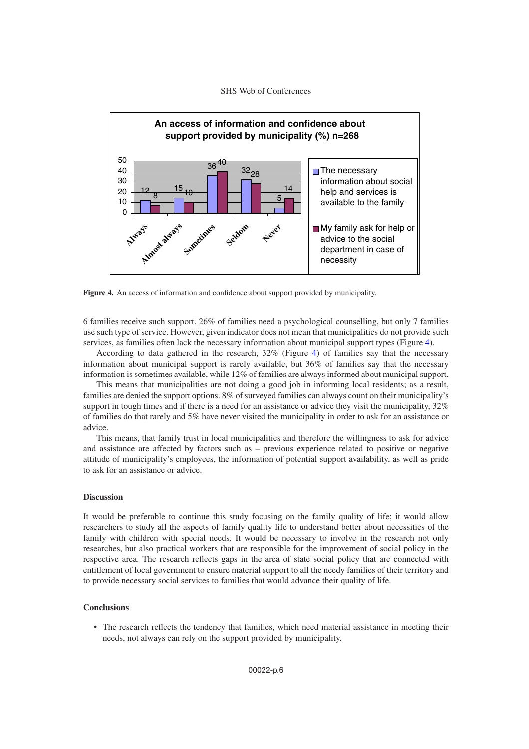Figure 4. An access of information and confidence about support provided by municipality.

6 families receive such support. 26% of families need a psychological counselling, but only 7 families use such type of service. However, given indicator does not mean that municipalities do not provide such services, as families often lack the necessary information about municipal support types (Figure 4).

According to data gathered in the research, 32% (Figure 4) of families say that the necessary information about municipal support is rarely available, but 36% of families say that the necessary information is sometimes available, while 12% of families are always informed about municipal support.

This means that municipalities are not doing a good job in informing local residents; as a result, families are denied the support options. 8% of surveyed families can always count on their municipality's support in tough times and if there is a need for an assistance or advice they visit the municipality, 32% of families do that rarely and 5% have never visited the municipality in order to ask for an assistance or advice.

This means, that family trust in local municipalities and therefore the willingness to ask for advice and assistance are affected by factors such as – previous experience related to positive or negative attitude of municipality's employees, the information of potential support availability, as well as pride to ask for an assistance or advice.

### Discussion

It would be preferable to continue this study focusing on the family quality of life; it would allow researchers to study all the aspects of family quality life to understand better about necessities of the family with children with special needs. It would be necessary to involve in the research not only researches, but also practical workers that are responsible for the improvement of social policy in the respective area. The research reflects gaps in the area of state social policy that are connected with entitlement of local government to ensure material support to all the needy families of their territory and to provide necessary social services to families that would advance their quality of life.

### Conclusions

- The research reflects the tendency that families, which need material assistance in meeting their needs, not always can rely on the support provided by municipality.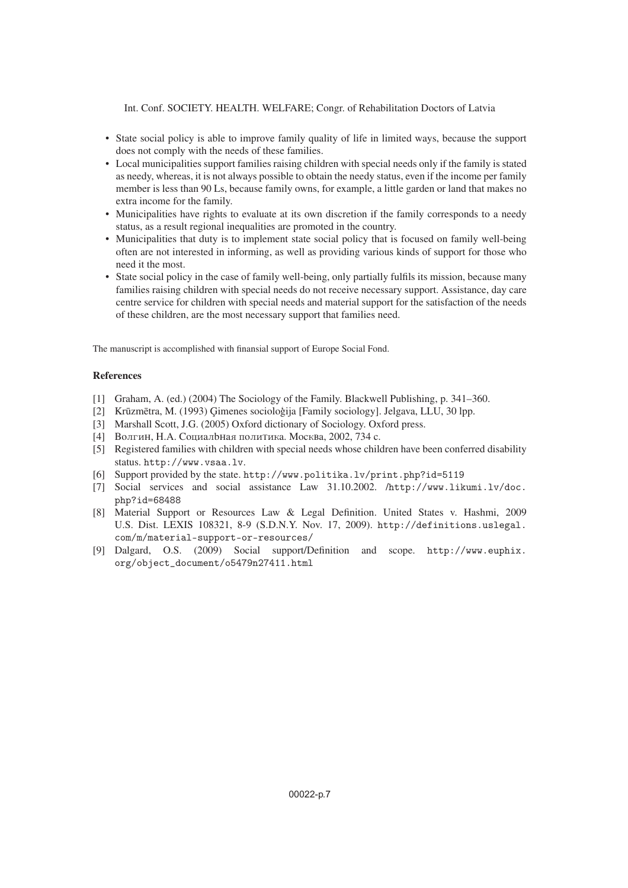- State social policy is able to improve family quality of life in limited ways, because the support does not comply with the needs of these families.
- Local municipalities support families raising children with special needs only if the family is stated as needy, whereas, it is not always possible to obtain the needy status, even if the income per family member is less than 90 Ls, because family owns, for example, a little garden or land that makes no extra income for the family.
- Municipalities have rights to evaluate at its own discretion if the family corresponds to a needy status, as a result regional inequalities are promoted in the country.
- Municipalities that duty is to implement state social policy that is focused on family well-being often are not interested in informing, as well as providing various kinds of support for those who need it the most.
- State social policy in the case of family well-being, only partially fulfils its mission, because many families raising children with special needs do not receive necessary support. Assistance, day care centre service for children with special needs and material support for the satisfaction of the needs of these children, are the most necessary support that families need.

The manuscript is accomplished with finansial support of Europe Social Fond.

## References

[1] Graham, A. (ed.) (2004) The Sociology of the Family. Blackwell Publishing, p. 341–360.

[2] Krūzmētra, M. (1993) Ģimenes socioloģija [Family sociology]. Jelgava, LLU, 30 lpp.

[3] Marshall Scott, J.G. (2005) Oxford dictionary of Sociology. Oxford press.

[4] Волгин, Н.А. Социалbная политика. Москва, 2002, 734 с.

[5] Registered families with children with special needs whose children have been conferred disability status. http://www.vsaa.lv.

[6] Support provided by the state. http://www.politika.lv/print.php?id=5119

[7] Social services and social assistance Law 31.10.2002. /http://www.likumi.lv/doc.php?id=68488

[8] Material Support or Resources Law & Legal Definition. United States v. Hashmi, 2009 U.S. Dist. LEXIS 108321, 8-9 (S.D.N.Y. Nov. 17, 2009). http://definitions.uslegal.com/m/material-support-or-resources/

[9] Dalgard, O.S. (2009) Social support/Definition and scope. http://www.euphix.org/object_document/o5479n27411.html